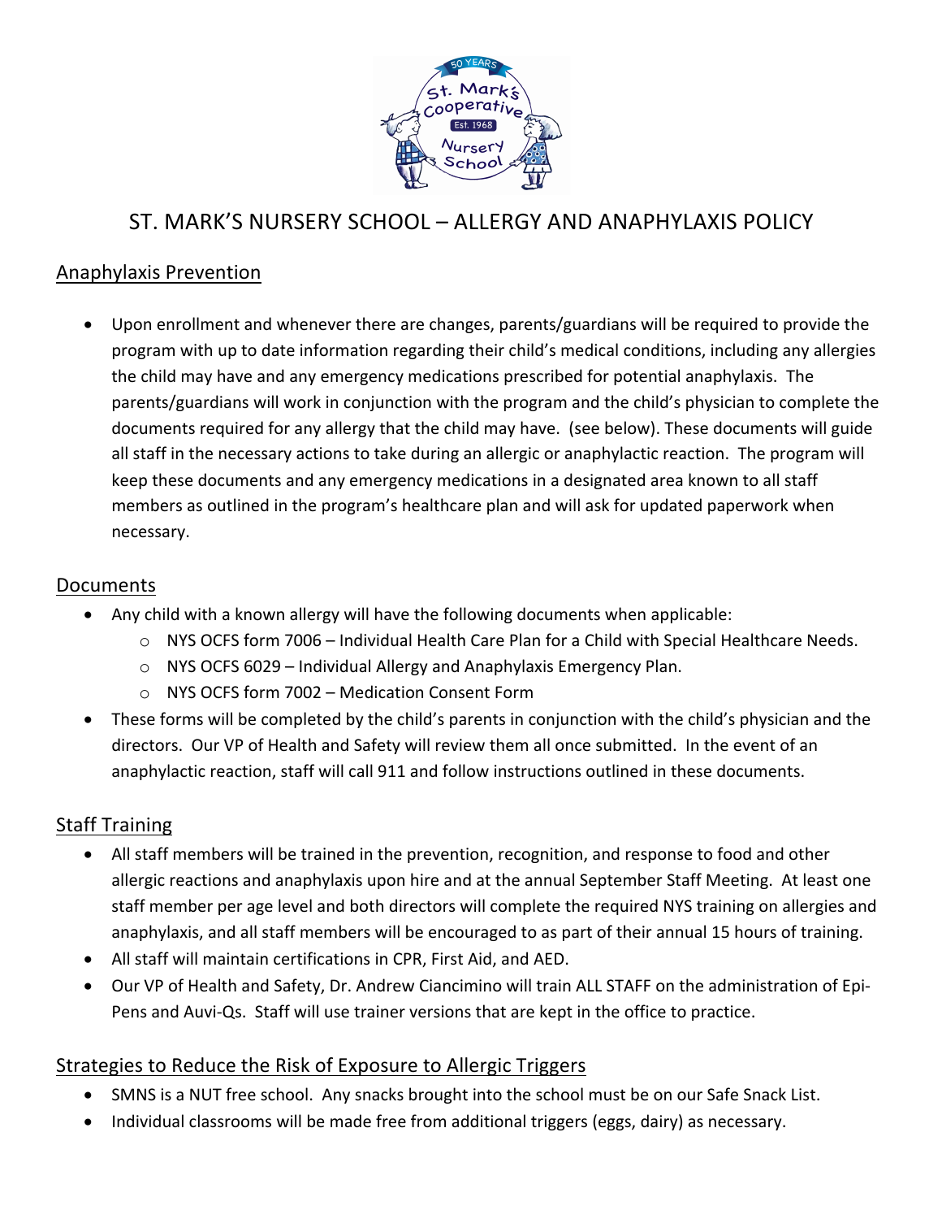# ST. MARK'S NURSERY SCHOOL – ALLERGY AND ANAPHYLAXIS POLICY

## Anaphylaxis Prevention

- Upon enrollment and whenever there are changes, parents/guardians will be required to provide the program with up to date information regarding their child's medical conditions, including any allergies the child may have and any emergency medications prescribed for potential anaphylaxis. The parents/guardians will work in conjunction with the program and the child's physician to complete the documents required for any allergy that the child may have. (see below). These documents will guide all staff in the necessary actions to take during an allergic or anaphylactic reaction. The program will keep these documents and any emergency medications in a designated area known to all staff members as outlined in the program's healthcare plan and will ask for updated paperwork when necessary.

## Documents

- Any child with a known allergy will have the following documents when applicable:
  - NYS OCFS form 7006 – Individual Health Care Plan for a Child with Special Healthcare Needs.
  - NYS OCFS 6029 – Individual Allergy and Anaphylaxis Emergency Plan.
  - NYS OCFS form 7002 – Medication Consent Form
- These forms will be completed by the child's parents in conjunction with the child's physician and the directors. Our VP of Health and Safety will review them all once submitted. In the event of an anaphylactic reaction, staff will call 911 and follow instructions outlined in these documents.

## Staff Training

- All staff members will be trained in the prevention, recognition, and response to food and other allergic reactions and anaphylaxis upon hire and at the annual September Staff Meeting. At least one staff member per age level and both directors will complete the required NYS training on allergies and anaphylaxis, and all staff members will be encouraged to as part of their annual 15 hours of training.
- All staff will maintain certifications in CPR, First Aid, and AED.
- Our VP of Health and Safety, Dr. Andrew Ciancimino will train ALL STAFF on the administration of Epi-Pens and Auvi-Qs. Staff will use trainer versions that are kept in the office to practice.

## Strategies to Reduce the Risk of Exposure to Allergic Triggers

- SMNS is a NUT free school. Any snacks brought into the school must be on our Safe Snack List.
- Individual classrooms will be made free from additional triggers (eggs, dairy) as necessary.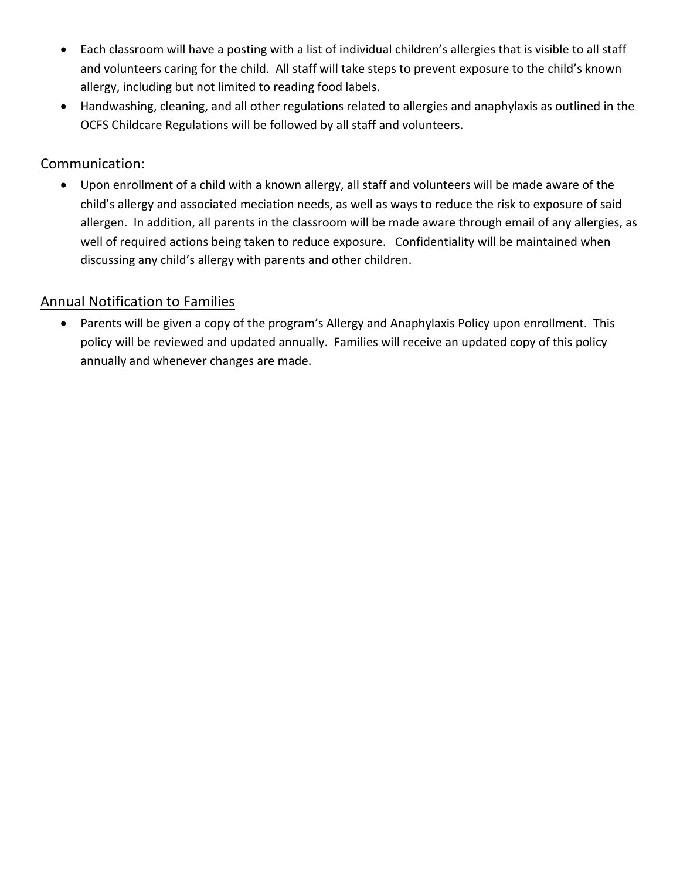- Each classroom will have a posting with a list of individual children's allergies that is visible to all staff and volunteers caring for the child. All staff will take steps to prevent exposure to the child's known allergy, including but not limited to reading food labels.
- Handwashing, cleaning, and all other regulations related to allergies and anaphylaxis as outlined in the OCFS Childcare Regulations will be followed by all staff and volunteers.

## Communication:

- Upon enrollment of a child with a known allergy, all staff and volunteers will be made aware of the child's allergy and associated meciation needs, as well as ways to reduce the risk to exposure of said allergen. In addition, all parents in the classroom will be made aware through email of any allergies, as well of required actions being taken to reduce exposure. Confidentiality will be maintained when discussing any child's allergy with parents and other children.

## Annual Notification to Families

- Parents will be given a copy of the program's Allergy and Anaphylaxis Policy upon enrollment. This policy will be reviewed and updated annually. Families will receive an updated copy of this policy annually and whenever changes are made.